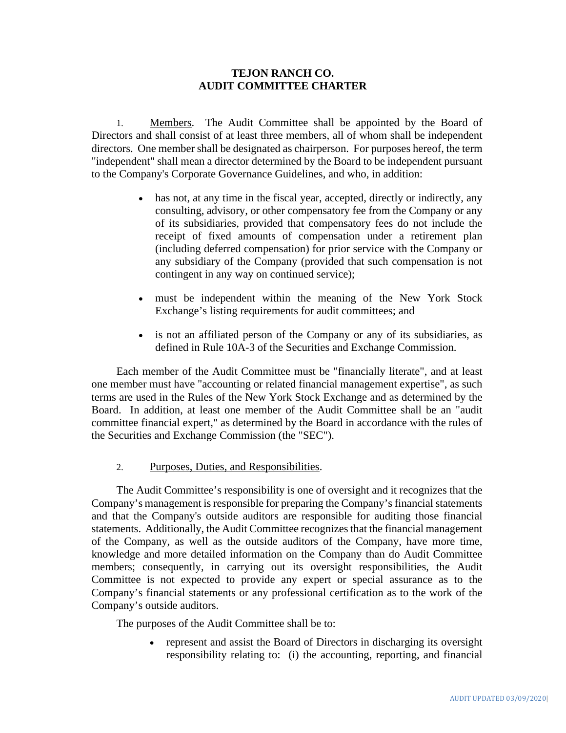# TEJON RANCH CO.
# AUDIT COMMITTEE CHARTER

1. Members. The Audit Committee shall be appointed by the Board of Directors and shall consist of at least three members, all of whom shall be independent directors. One member shall be designated as chairperson. For purposes hereof, the term "independent" shall mean a director determined by the Board to be independent pursuant to the Company's Corporate Governance Guidelines, and who, in addition:

- has not, at any time in the fiscal year, accepted, directly or indirectly, any consulting, advisory, or other compensatory fee from the Company or any of its subsidiaries, provided that compensatory fees do not include the receipt of fixed amounts of compensation under a retirement plan (including deferred compensation) for prior service with the Company or any subsidiary of the Company (provided that such compensation is not contingent in any way on continued service);
- must be independent within the meaning of the New York Stock Exchange's listing requirements for audit committees; and
- is not an affiliated person of the Company or any of its subsidiaries, as defined in Rule 10A-3 of the Securities and Exchange Commission.

Each member of the Audit Committee must be "financially literate", and at least one member must have "accounting or related financial management expertise", as such terms are used in the Rules of the New York Stock Exchange and as determined by the Board. In addition, at least one member of the Audit Committee shall be an "audit committee financial expert," as determined by the Board in accordance with the rules of the Securities and Exchange Commission (the "SEC").

2. Purposes, Duties, and Responsibilities.

The Audit Committee's responsibility is one of oversight and it recognizes that the Company's management is responsible for preparing the Company's financial statements and that the Company's outside auditors are responsible for auditing those financial statements. Additionally, the Audit Committee recognizes that the financial management of the Company, as well as the outside auditors of the Company, have more time, knowledge and more detailed information on the Company than do Audit Committee members; consequently, in carrying out its oversight responsibilities, the Audit Committee is not expected to provide any expert or special assurance as to the Company's financial statements or any professional certification as to the work of the Company's outside auditors.

The purposes of the Audit Committee shall be to:

- represent and assist the Board of Directors in discharging its oversight responsibility relating to: (i) the accounting, reporting, and financial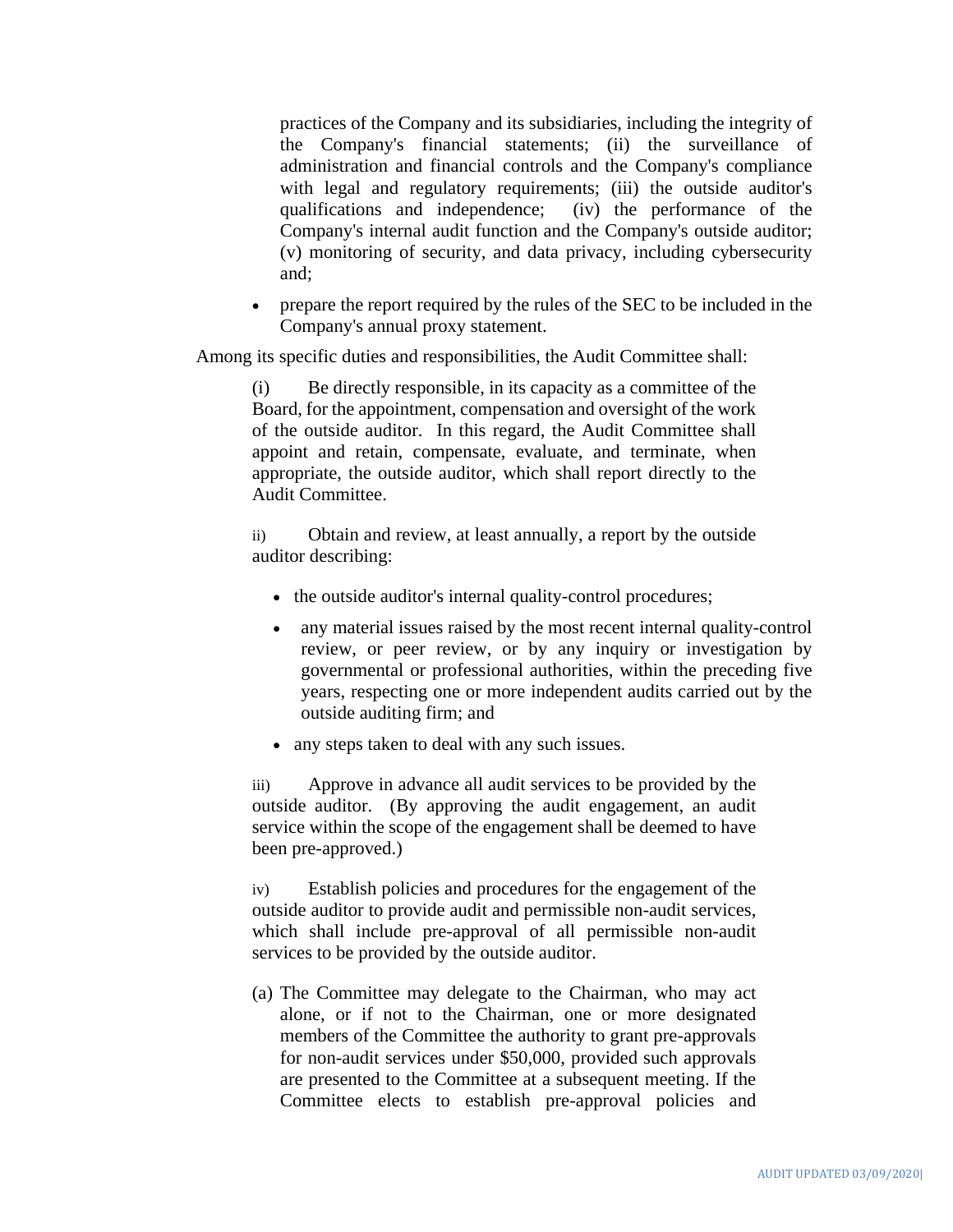practices of the Company and its subsidiaries, including the integrity of the Company's financial statements; (ii) the surveillance of administration and financial controls and the Company's compliance with legal and regulatory requirements; (iii) the outside auditor's qualifications and independence; (iv) the performance of the Company's internal audit function and the Company's outside auditor; (v) monitoring of security, and data privacy, including cybersecurity and;

- prepare the report required by the rules of the SEC to be included in the Company's annual proxy statement.

Among its specific duties and responsibilities, the Audit Committee shall:

(i) Be directly responsible, in its capacity as a committee of the Board, for the appointment, compensation and oversight of the work of the outside auditor. In this regard, the Audit Committee shall appoint and retain, compensate, evaluate, and terminate, when appropriate, the outside auditor, which shall report directly to the Audit Committee.

ii) Obtain and review, at least annually, a report by the outside auditor describing:

- the outside auditor's internal quality-control procedures;
- any material issues raised by the most recent internal quality-control review, or peer review, or by any inquiry or investigation by governmental or professional authorities, within the preceding five years, respecting one or more independent audits carried out by the outside auditing firm; and
- any steps taken to deal with any such issues.

iii) Approve in advance all audit services to be provided by the outside auditor. (By approving the audit engagement, an audit service within the scope of the engagement shall be deemed to have been pre-approved.)

iv) Establish policies and procedures for the engagement of the outside auditor to provide audit and permissible non-audit services, which shall include pre-approval of all permissible non-audit services to be provided by the outside auditor.

(a) The Committee may delegate to the Chairman, who may act alone, or if not to the Chairman, one or more designated members of the Committee the authority to grant pre-approvals for non-audit services under $50,000, provided such approvals are presented to the Committee at a subsequent meeting. If the Committee elects to establish pre-approval policies and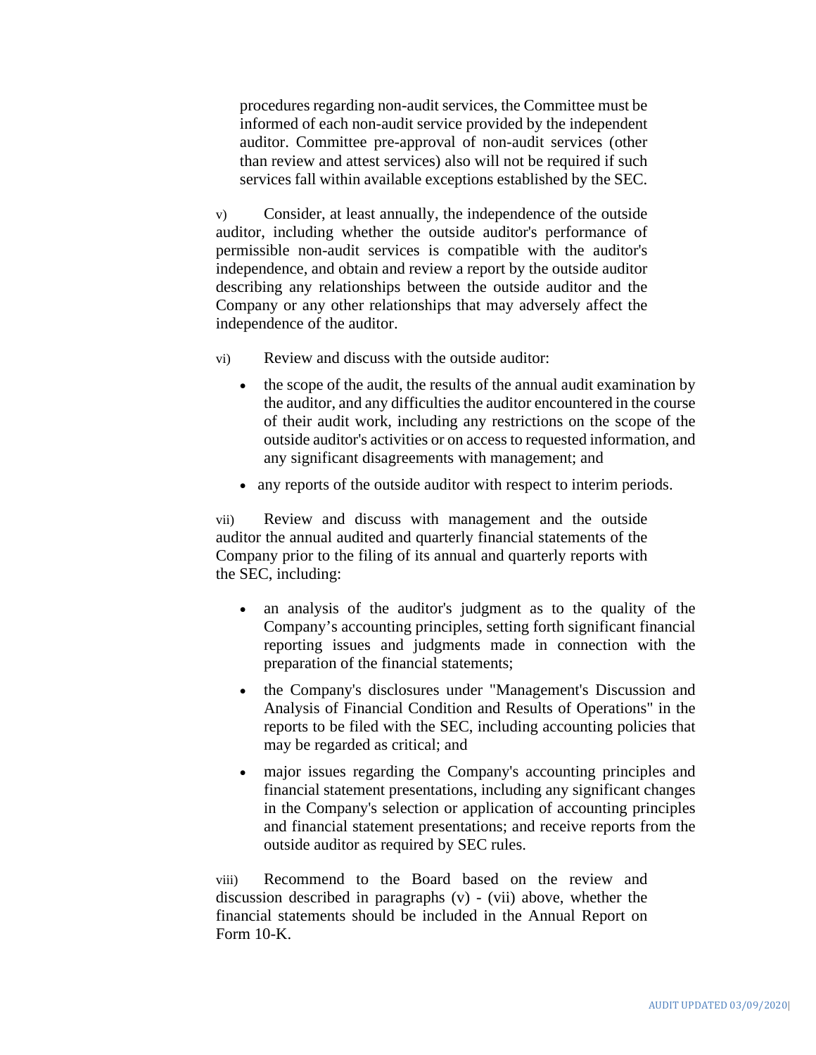procedures regarding non-audit services, the Committee must be informed of each non-audit service provided by the independent auditor. Committee pre-approval of non-audit services (other than review and attest services) also will not be required if such services fall within available exceptions established by the SEC.

v) Consider, at least annually, the independence of the outside auditor, including whether the outside auditor's performance of permissible non-audit services is compatible with the auditor's independence, and obtain and review a report by the outside auditor describing any relationships between the outside auditor and the Company or any other relationships that may adversely affect the independence of the auditor.

vi) Review and discuss with the outside auditor:

- the scope of the audit, the results of the annual audit examination by the auditor, and any difficulties the auditor encountered in the course of their audit work, including any restrictions on the scope of the outside auditor's activities or on access to requested information, and any significant disagreements with management; and
- any reports of the outside auditor with respect to interim periods.

vii) Review and discuss with management and the outside auditor the annual audited and quarterly financial statements of the Company prior to the filing of its annual and quarterly reports with the SEC, including:

- an analysis of the auditor's judgment as to the quality of the Company's accounting principles, setting forth significant financial reporting issues and judgments made in connection with the preparation of the financial statements;
- the Company's disclosures under "Management's Discussion and Analysis of Financial Condition and Results of Operations" in the reports to be filed with the SEC, including accounting policies that may be regarded as critical; and
- major issues regarding the Company's accounting principles and financial statement presentations, including any significant changes in the Company's selection or application of accounting principles and financial statement presentations; and receive reports from the outside auditor as required by SEC rules.

viii) Recommend to the Board based on the review and discussion described in paragraphs (v) - (vii) above, whether the financial statements should be included in the Annual Report on Form 10-K.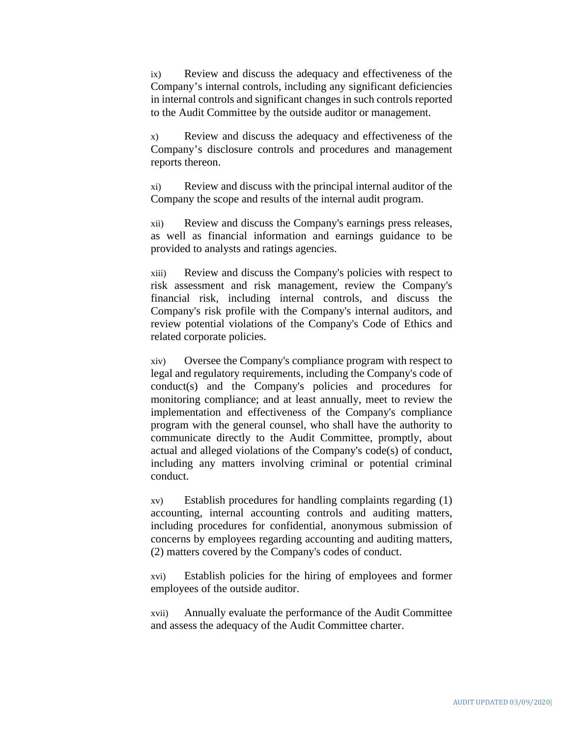ix) Review and discuss the adequacy and effectiveness of the Company's internal controls, including any significant deficiencies in internal controls and significant changes in such controls reported to the Audit Committee by the outside auditor or management.

x) Review and discuss the adequacy and effectiveness of the Company's disclosure controls and procedures and management reports thereon.

xi) Review and discuss with the principal internal auditor of the Company the scope and results of the internal audit program.

xii) Review and discuss the Company's earnings press releases, as well as financial information and earnings guidance to be provided to analysts and ratings agencies.

xiii) Review and discuss the Company's policies with respect to risk assessment and risk management, review the Company's financial risk, including internal controls, and discuss the Company's risk profile with the Company's internal auditors, and review potential violations of the Company's Code of Ethics and related corporate policies.

xiv) Oversee the Company's compliance program with respect to legal and regulatory requirements, including the Company's code of conduct(s) and the Company's policies and procedures for monitoring compliance; and at least annually, meet to review the implementation and effectiveness of the Company's compliance program with the general counsel, who shall have the authority to communicate directly to the Audit Committee, promptly, about actual and alleged violations of the Company's code(s) of conduct, including any matters involving criminal or potential criminal conduct.

xv) Establish procedures for handling complaints regarding (1) accounting, internal accounting controls and auditing matters, including procedures for confidential, anonymous submission of concerns by employees regarding accounting and auditing matters, (2) matters covered by the Company's codes of conduct.

xvi) Establish policies for the hiring of employees and former employees of the outside auditor.

xvii) Annually evaluate the performance of the Audit Committee and assess the adequacy of the Audit Committee charter.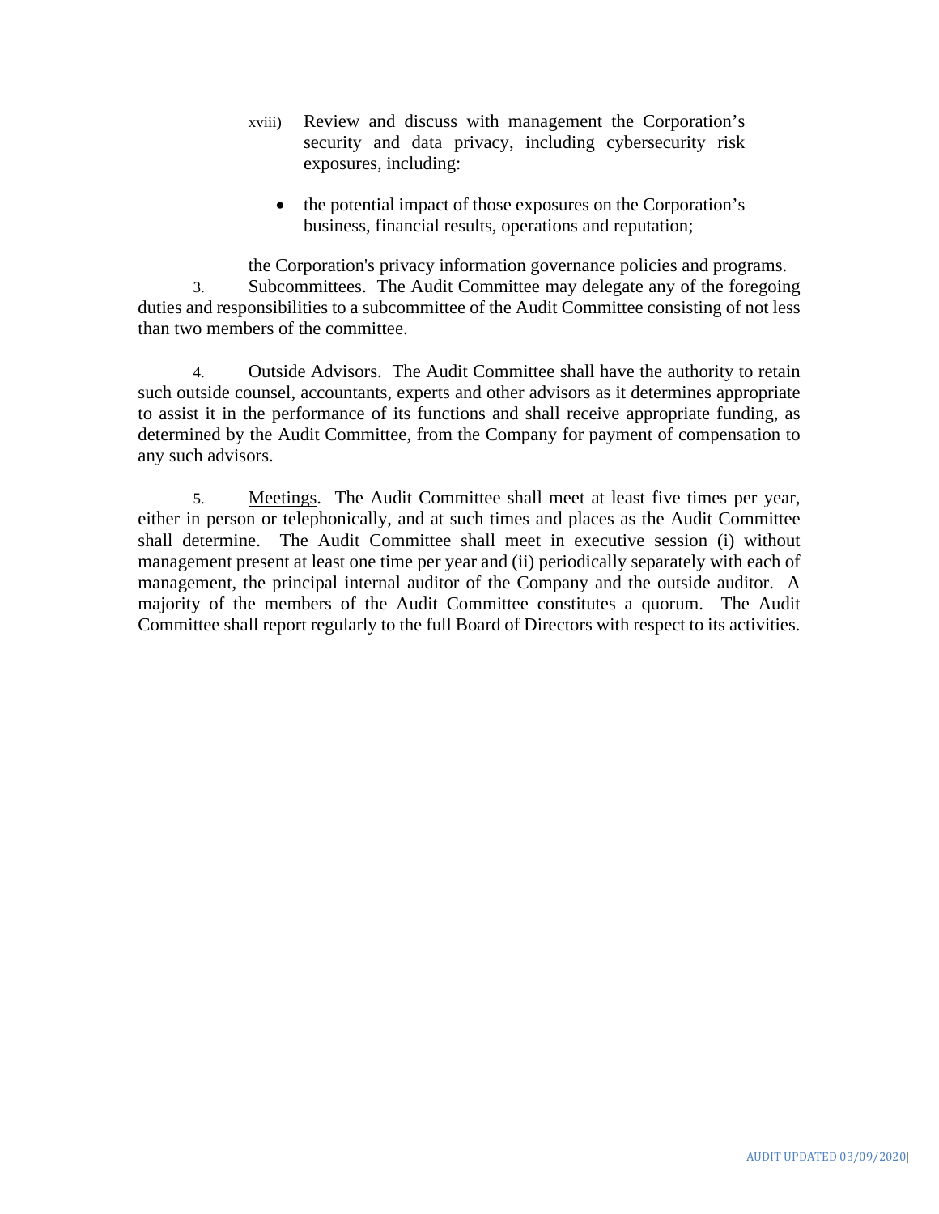xviii) Review and discuss with management the Corporation's security and data privacy, including cybersecurity risk exposures, including:

- the potential impact of those exposures on the Corporation's business, financial results, operations and reputation;

the Corporation's privacy information governance policies and programs.

3. Subcommittees. The Audit Committee may delegate any of the foregoing duties and responsibilities to a subcommittee of the Audit Committee consisting of not less than two members of the committee.

4. Outside Advisors. The Audit Committee shall have the authority to retain such outside counsel, accountants, experts and other advisors as it determines appropriate to assist it in the performance of its functions and shall receive appropriate funding, as determined by the Audit Committee, from the Company for payment of compensation to any such advisors.

5. Meetings. The Audit Committee shall meet at least five times per year, either in person or telephonically, and at such times and places as the Audit Committee shall determine. The Audit Committee shall meet in executive session (i) without management present at least one time per year and (ii) periodically separately with each of management, the principal internal auditor of the Company and the outside auditor. A majority of the members of the Audit Committee constitutes a quorum. The Audit Committee shall report regularly to the full Board of Directors with respect to its activities.